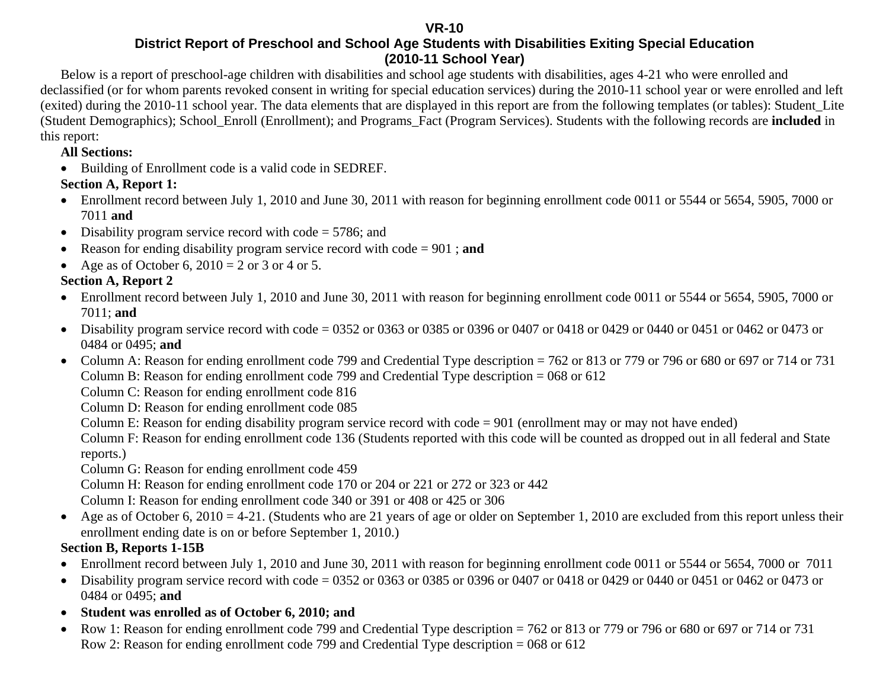# VR-10

## District Report of Preschool and School Age Students with Disabilities Exiting Special Education

## (2010-11 School Year)

Below is a report of preschool-age children with disabilities and school age students with disabilities, ages 4-21 who were enrolled and declassified (or for whom parents revoked consent in writing for special education services) during the 2010-11 school year or were enrolled and left (exited) during the 2010-11 school year. The data elements that are displayed in this report are from the following templates (or tables): Student_Lite (Student Demographics); School_Enroll (Enrollment); and Programs_Fact (Program Services). Students with the following records are **included** in this report:

**All Sections:**

- Building of Enrollment code is a valid code in SEDREF.

**Section A, Report 1:**

- Enrollment record between July 1, 2010 and June 30, 2011 with reason for beginning enrollment code 0011 or 5544 or 5654, 5905, 7000 or 7011 **and**
- Disability program service record with code = 5786; and
- Reason for ending disability program service record with code = 901 ; **and**
- Age as of October 6, 2010 = 2 or 3 or 4 or 5.

**Section A, Report 2**

- Enrollment record between July 1, 2010 and June 30, 2011 with reason for beginning enrollment code 0011 or 5544 or 5654, 5905, 7000 or 7011; **and**
- Disability program service record with code = 0352 or 0363 or 0385 or 0396 or 0407 or 0418 or 0429 or 0440 or 0451 or 0462 or 0473 or 0484 or 0495; **and**
- Column A: Reason for ending enrollment code 799 and Credential Type description = 762 or 813 or 779 or 796 or 680 or 697 or 714 or 731
  Column B: Reason for ending enrollment code 799 and Credential Type description = 068 or 612
  Column C: Reason for ending enrollment code 816
  Column D: Reason for ending enrollment code 085
  Column E: Reason for ending disability program service record with code = 901 (enrollment may or may not have ended)
  Column F: Reason for ending enrollment code 136 (Students reported with this code will be counted as dropped out in all federal and State reports.)
  Column G: Reason for ending enrollment code 459
  Column H: Reason for ending enrollment code 170 or 204 or 221 or 272 or 323 or 442
  Column I: Reason for ending enrollment code 340 or 391 or 408 or 425 or 306
- Age as of October 6, 2010 = 4-21. (Students who are 21 years of age or older on September 1, 2010 are excluded from this report unless their enrollment ending date is on or before September 1, 2010.)

**Section B, Reports 1-15B**

- Enrollment record between July 1, 2010 and June 30, 2011 with reason for beginning enrollment code 0011 or 5544 or 5654, 7000 or 7011
- Disability program service record with code = 0352 or 0363 or 0385 or 0396 or 0407 or 0418 or 0429 or 0440 or 0451 or 0462 or 0473 or 0484 or 0495; **and**
- **Student was enrolled as of October 6, 2010; and**
- Row 1: Reason for ending enrollment code 799 and Credential Type description = 762 or 813 or 779 or 796 or 680 or 697 or 714 or 731
  Row 2: Reason for ending enrollment code 799 and Credential Type description = 068 or 612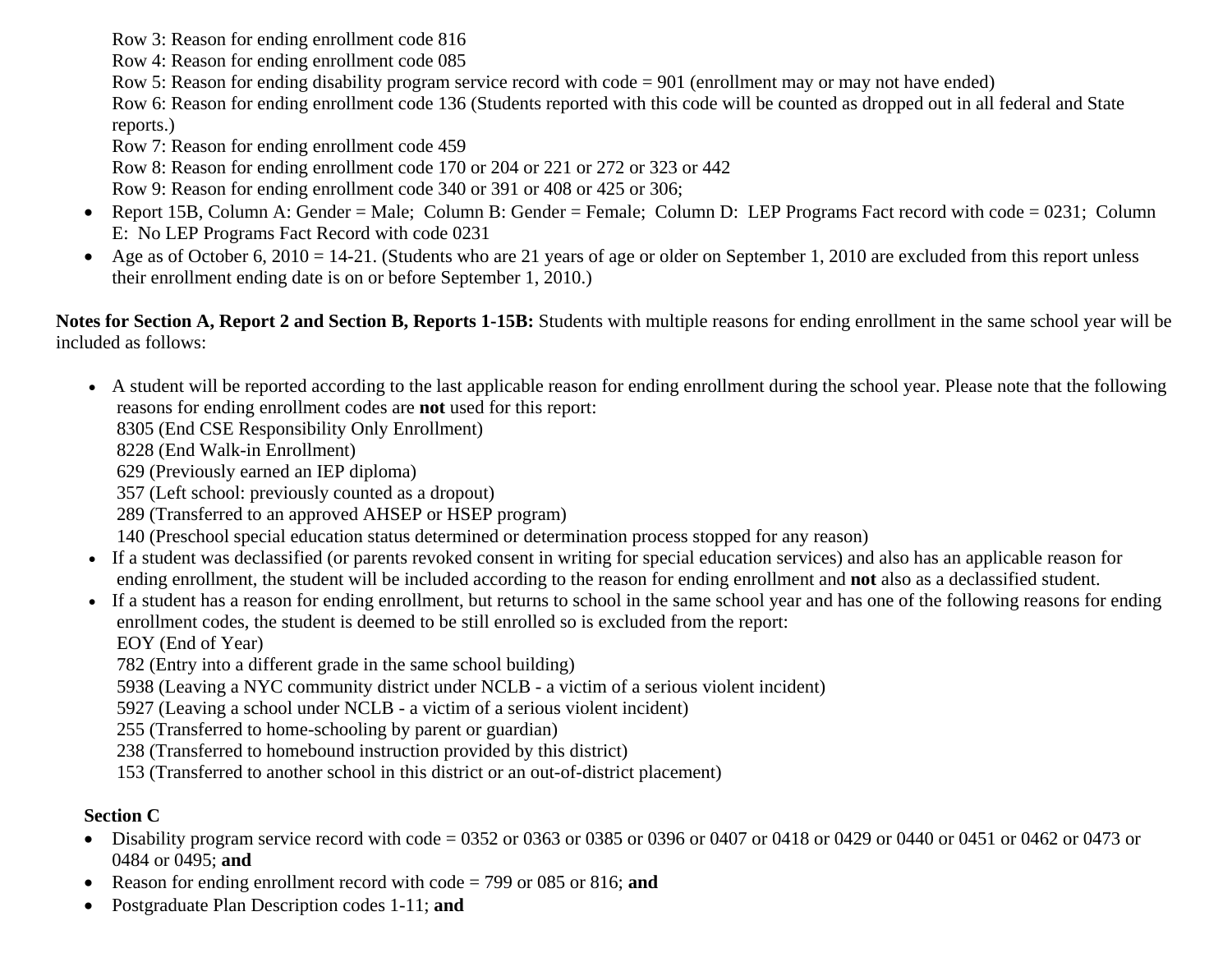Row 3: Reason for ending enrollment code 816
Row 4: Reason for ending enrollment code 085
Row 5: Reason for ending disability program service record with code = 901 (enrollment may or may not have ended)
Row 6: Reason for ending enrollment code 136 (Students reported with this code will be counted as dropped out in all federal and State reports.)
Row 7: Reason for ending enrollment code 459
Row 8: Reason for ending enrollment code 170 or 204 or 221 or 272 or 323 or 442
Row 9: Reason for ending enrollment code 340 or 391 or 408 or 425 or 306;

- Report 15B, Column A: Gender = Male; Column B: Gender = Female; Column D: LEP Programs Fact record with code = 0231; Column E: No LEP Programs Fact Record with code 0231
- Age as of October 6, 2010 = 14-21. (Students who are 21 years of age or older on September 1, 2010 are excluded from this report unless their enrollment ending date is on or before September 1, 2010.)

**Notes for Section A, Report 2 and Section B, Reports 1-15B:** Students with multiple reasons for ending enrollment in the same school year will be included as follows:

- A student will be reported according to the last applicable reason for ending enrollment during the school year. Please note that the following reasons for ending enrollment codes are **not** used for this report:
  8305 (End CSE Responsibility Only Enrollment)
  8228 (End Walk-in Enrollment)
  629 (Previously earned an IEP diploma)
  357 (Left school: previously counted as a dropout)
  289 (Transferred to an approved AHSEP or HSEP program)
  140 (Preschool special education status determined or determination process stopped for any reason)
- If a student was declassified (or parents revoked consent in writing for special education services) and also has an applicable reason for ending enrollment, the student will be included according to the reason for ending enrollment and **not** also as a declassified student.
- If a student has a reason for ending enrollment, but returns to school in the same school year and has one of the following reasons for ending enrollment codes, the student is deemed to be still enrolled so is excluded from the report:
  EOY (End of Year)
  782 (Entry into a different grade in the same school building)
  5938 (Leaving a NYC community district under NCLB - a victim of a serious violent incident)
  5927 (Leaving a school under NCLB - a victim of a serious violent incident)
  255 (Transferred to home-schooling by parent or guardian)
  238 (Transferred to homebound instruction provided by this district)
  153 (Transferred to another school in this district or an out-of-district placement)

**Section C**

- Disability program service record with code = 0352 or 0363 or 0385 or 0396 or 0407 or 0418 or 0429 or 0440 or 0451 or 0462 or 0473 or 0484 or 0495; **and**
- Reason for ending enrollment record with code = 799 or 085 or 816; **and**
- Postgraduate Plan Description codes 1-11; **and**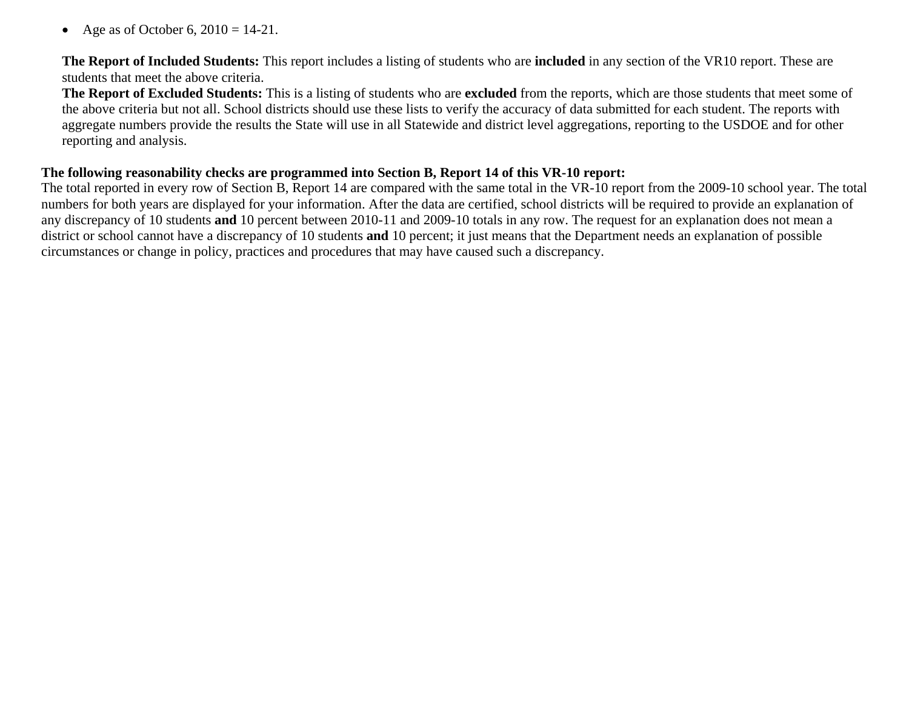- Age as of October 6, 2010 = 14-21.

**The Report of Included Students:** This report includes a listing of students who are **included** in any section of the VR10 report. These are students that meet the above criteria.
**The Report of Excluded Students:** This is a listing of students who are **excluded** from the reports, which are those students that meet some of the above criteria but not all. School districts should use these lists to verify the accuracy of data submitted for each student. The reports with aggregate numbers provide the results the State will use in all Statewide and district level aggregations, reporting to the USDOE and for other reporting and analysis.

**The following reasonability checks are programmed into Section B, Report 14 of this VR-10 report:**
The total reported in every row of Section B, Report 14 are compared with the same total in the VR-10 report from the 2009-10 school year. The total numbers for both years are displayed for your information. After the data are certified, school districts will be required to provide an explanation of any discrepancy of 10 students **and** 10 percent between 2010-11 and 2009-10 totals in any row. The request for an explanation does not mean a district or school cannot have a discrepancy of 10 students **and** 10 percent; it just means that the Department needs an explanation of possible circumstances or change in policy, practices and procedures that may have caused such a discrepancy.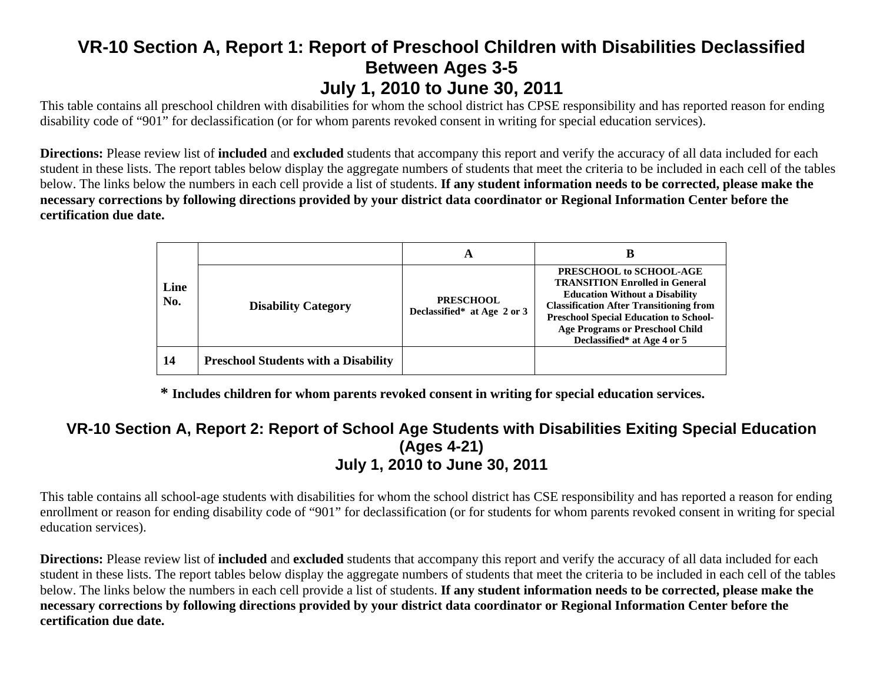# VR-10 Section A, Report 1: Report of Preschool Children with Disabilities Declassified Between Ages 3-5
# July 1, 2010 to June 30, 2011

This table contains all preschool children with disabilities for whom the school district has CPSE responsibility and has reported reason for ending disability code of "901" for declassification (or for whom parents revoked consent in writing for special education services).

**Directions:** Please review list of **included** and **excluded** students that accompany this report and verify the accuracy of all data included for each student in these lists. The report tables below display the aggregate numbers of students that meet the criteria to be included in each cell of the tables below. The links below the numbers in each cell provide a list of students. **If any student information needs to be corrected, please make the necessary corrections by following directions provided by your district data coordinator or Regional Information Center before the certification due date.**

| Line No. | | A | B |
|---|---|---|---|
| | **Disability Category** | **PRESCHOOL Declassified* at Age 2 or 3** | **PRESCHOOL to SCHOOL-AGE TRANSITION Enrolled in General Education Without a Disability Classification After Transitioning from Preschool Special Education to School-Age Programs or Preschool Child Declassified* at Age 4 or 5** |
| **14** | **Preschool Students with a Disability** | | |

**\* Includes children for whom parents revoked consent in writing for special education services.**

# VR-10 Section A, Report 2: Report of School Age Students with Disabilities Exiting Special Education (Ages 4-21)
# July 1, 2010 to June 30, 2011

This table contains all school-age students with disabilities for whom the school district has CSE responsibility and has reported a reason for ending enrollment or reason for ending disability code of "901" for declassification (or for students for whom parents revoked consent in writing for special education services).

**Directions:** Please review list of **included** and **excluded** students that accompany this report and verify the accuracy of all data included for each student in these lists. The report tables below display the aggregate numbers of students that meet the criteria to be included in each cell of the tables below. The links below the numbers in each cell provide a list of students. **If any student information needs to be corrected, please make the necessary corrections by following directions provided by your district data coordinator or Regional Information Center before the certification due date.**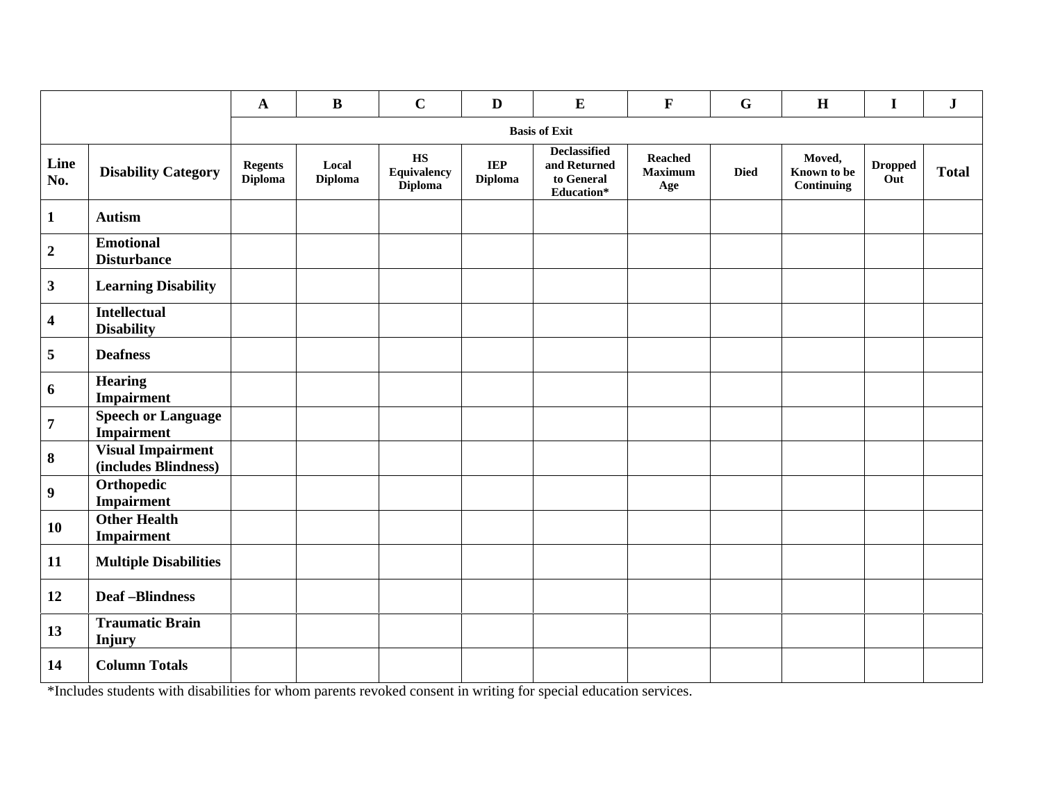| | | A | B | C | D | E | F | G | H | I | J |
|---|---|---|---|---|---|---|---|---|---|---|---|
| | | **Basis of Exit** | | | | | | | | | |
| **Line No.** | **Disability Category** | **Regents Diploma** | **Local Diploma** | **HS Equivalency Diploma** | **IEP Diploma** | **Declassified and Returned to General Education*** | **Reached Maximum Age** | **Died** | **Moved, Known to be Continuing** | **Dropped Out** | **Total** |
| **1** | **Autism** | | | | | | | | | | |
| **2** | **Emotional Disturbance** | | | | | | | | | | |
| **3** | **Learning Disability** | | | | | | | | | | |
| **4** | **Intellectual Disability** | | | | | | | | | | |
| **5** | **Deafness** | | | | | | | | | | |
| **6** | **Hearing Impairment** | | | | | | | | | | |
| **7** | **Speech or Language Impairment** | | | | | | | | | | |
| **8** | **Visual Impairment (includes Blindness)** | | | | | | | | | | |
| **9** | **Orthopedic Impairment** | | | | | | | | | | |
| **10** | **Other Health Impairment** | | | | | | | | | | |
| **11** | **Multiple Disabilities** | | | | | | | | | | |
| **12** | **Deaf –Blindness** | | | | | | | | | | |
| **13** | **Traumatic Brain Injury** | | | | | | | | | | |
| **14** | **Column Totals** | | | | | | | | | | |

*Includes students with disabilities for whom parents revoked consent in writing for special education services.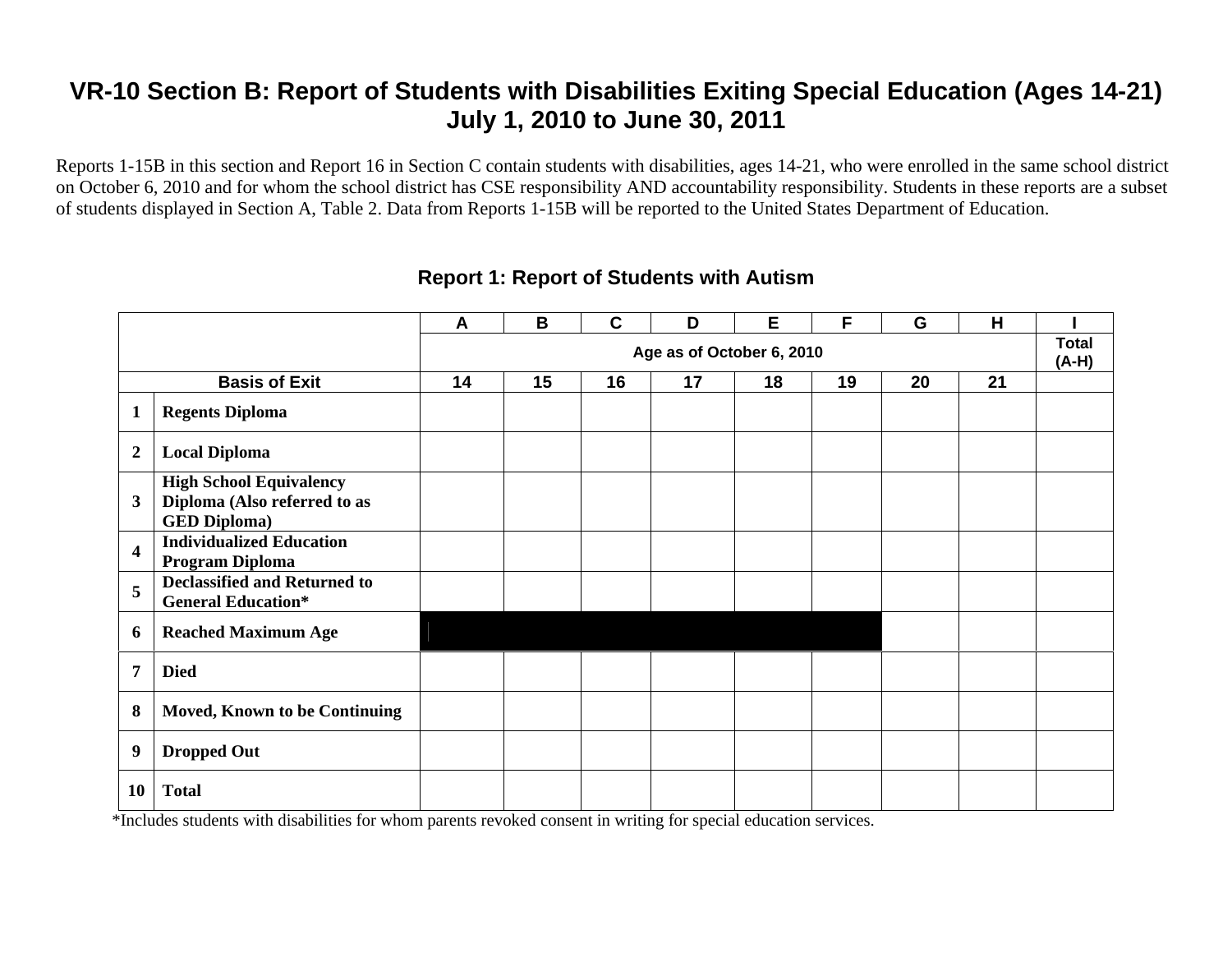# VR-10 Section B: Report of Students with Disabilities Exiting Special Education (Ages 14-21)
## July 1, 2010 to June 30, 2011

Reports 1-15B in this section and Report 16 in Section C contain students with disabilities, ages 14-21, who were enrolled in the same school district on October 6, 2010 and for whom the school district has CSE responsibility AND accountability responsibility. Students in these reports are a subset of students displayed in Section A, Table 2. Data from Reports 1-15B will be reported to the United States Department of Education.

### Report 1: Report of Students with Autism

| | | A | B | C | D | E | F | G | H | I |
|---|---|---|---|---|---|---|---|---|---|---|
| | | Age as of October 6, 2010 | | | | | | | | Total (A-H) |
| Basis of Exit | | 14 | 15 | 16 | 17 | 18 | 19 | 20 | 21 | |
| 1 | Regents Diploma | | | | | | | | | |
| 2 | Local Diploma | | | | | | | | | |
| 3 | High School Equivalency Diploma (Also referred to as GED Diploma) | | | | | | | | | |
| 4 | Individualized Education Program Diploma | | | | | | | | | |
| 5 | Declassified and Returned to General Education* | | | | | | | | | |
| 6 | Reached Maximum Age | | | | | | | | | |
| 7 | Died | | | | | | | | | |
| 8 | Moved, Known to be Continuing | | | | | | | | | |
| 9 | Dropped Out | | | | | | | | | |
| 10 | Total | | | | | | | | | |

*Includes students with disabilities for whom parents revoked consent in writing for special education services.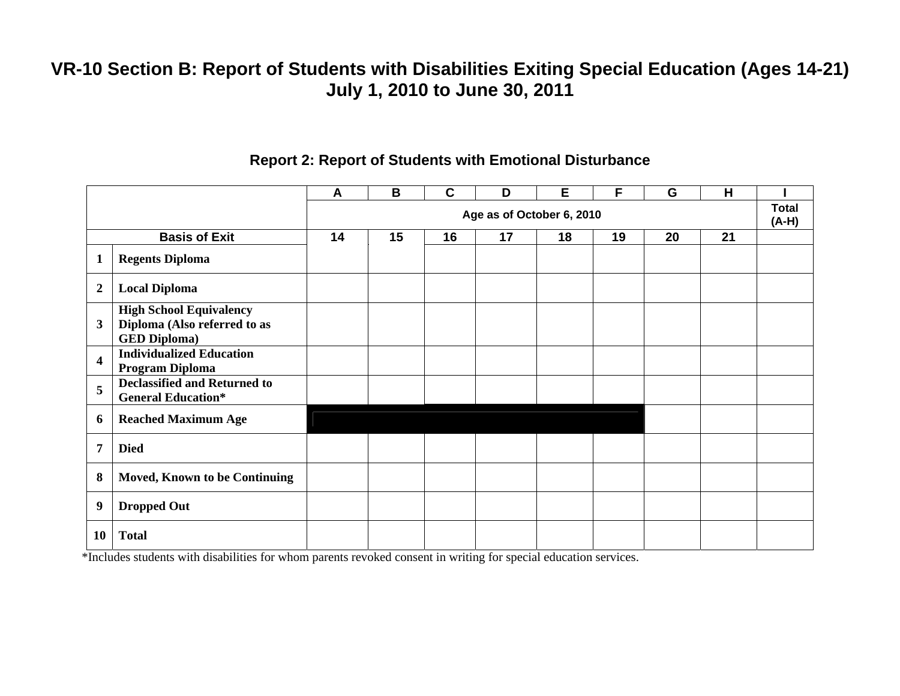# VR-10 Section B: Report of Students with Disabilities Exiting Special Education (Ages 14-21)
## July 1, 2010 to June 30, 2011

### Report 2: Report of Students with Emotional Disturbance

| | | A | B | C | D | E | F | G | H | I |
|---|---|---|---|---|---|---|---|---|---|---|
| | | Age as of October 6, 2010 | | | | | | | | Total (A-H) |
| Basis of Exit | | 14 | 15 | 16 | 17 | 18 | 19 | 20 | 21 | |
| 1 | **Regents Diploma** | | | | | | | | | |
| 2 | **Local Diploma** | | | | | | | | | |
| 3 | **High School Equivalency Diploma (Also referred to as GED Diploma)** | | | | | | | | | |
| 4 | **Individualized Education Program Diploma** | | | | | | | | | |
| 5 | **Declassified and Returned to General Education*** | | | | | | | | | |
| 6 | **Reached Maximum Age** | | | | | | | | | |
| 7 | **Died** | | | | | | | | | |
| 8 | **Moved, Known to be Continuing** | | | | | | | | | |
| 9 | **Dropped Out** | | | | | | | | | |
| 10 | **Total** | | | | | | | | | |

*Includes students with disabilities for whom parents revoked consent in writing for special education services.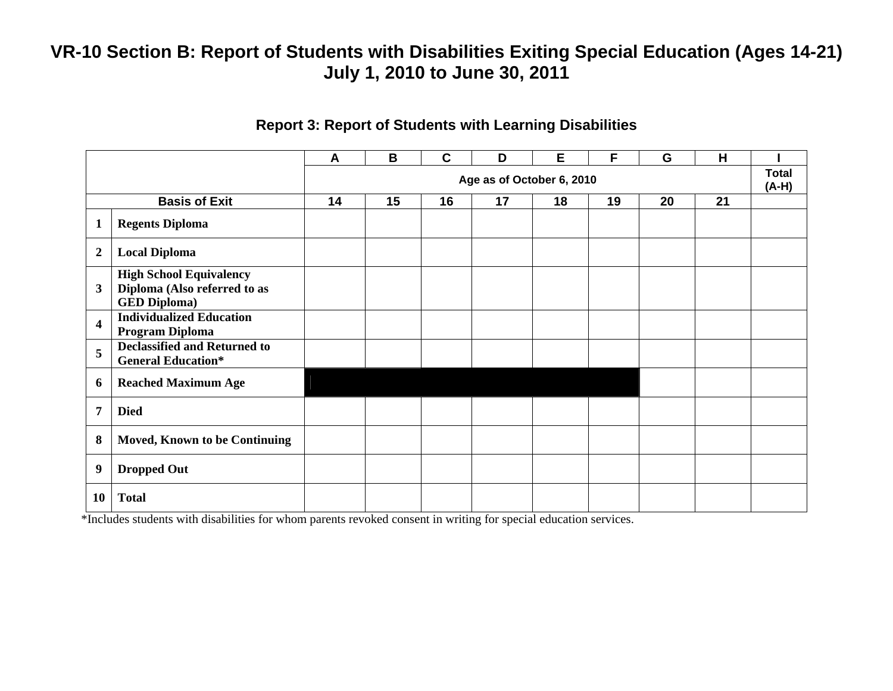# VR-10 Section B: Report of Students with Disabilities Exiting Special Education (Ages 14-21)
## July 1, 2010 to June 30, 2011

### Report 3: Report of Students with Learning Disabilities

| | | A | B | C | D | E | F | G | H | I |
|---|---|---|---|---|---|---|---|---|---|---|
| | | Age as of October 6, 2010 | | | | | | | | Total (A-H) |
| Basis of Exit | | 14 | 15 | 16 | 17 | 18 | 19 | 20 | 21 | |
| 1 | **Regents Diploma** | | | | | | | | | |
| 2 | **Local Diploma** | | | | | | | | | |
| 3 | **High School Equivalency Diploma (Also referred to as GED Diploma)** | | | | | | | | | |
| 4 | **Individualized Education Program Diploma** | | | | | | | | | |
| 5 | **Declassified and Returned to General Education*** | | | | | | | | | |
| 6 | **Reached Maximum Age** | | | | | | | | | |
| 7 | **Died** | | | | | | | | | |
| 8 | **Moved, Known to be Continuing** | | | | | | | | | |
| 9 | **Dropped Out** | | | | | | | | | |
| 10 | **Total** | | | | | | | | | |

*Includes students with disabilities for whom parents revoked consent in writing for special education services.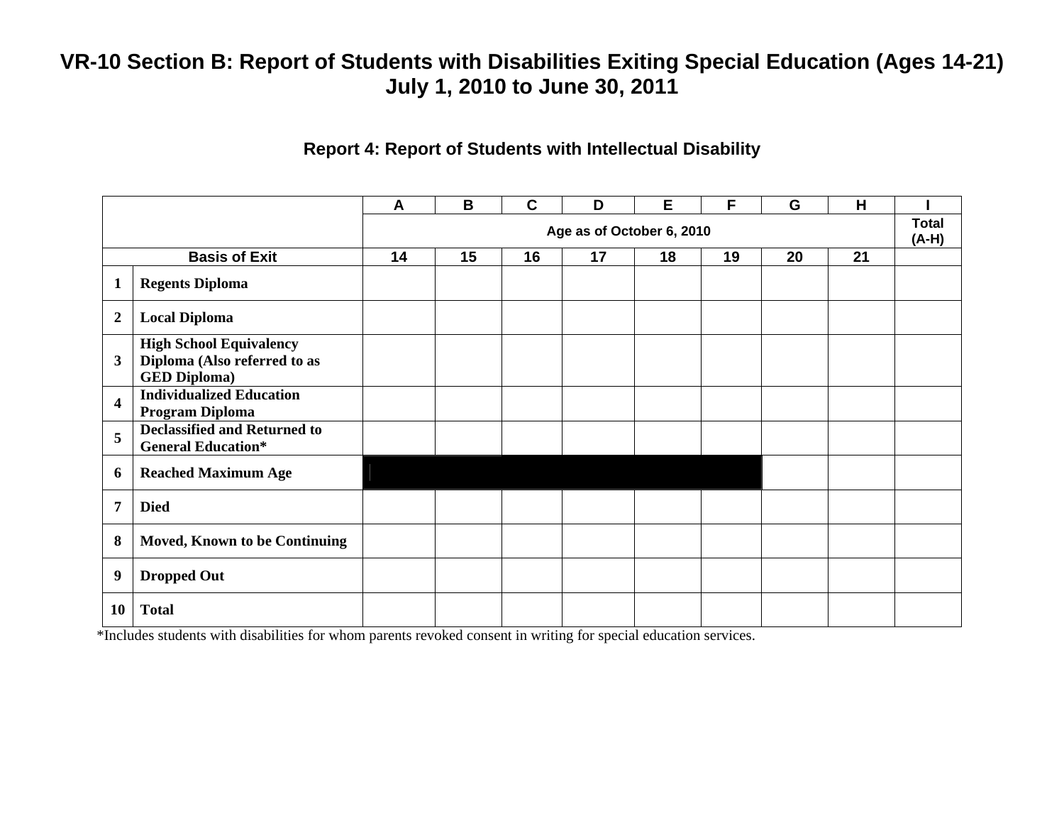# VR-10 Section B: Report of Students with Disabilities Exiting Special Education (Ages 14-21)
## July 1, 2010 to June 30, 2011

### Report 4: Report of Students with Intellectual Disability

| | | A | B | C | D | E | F | G | H | I |
|---|---|---|---|---|---|---|---|---|---|---|
| | | Age as of October 6, 2010 | | | | | | | | Total (A-H) |
| Basis of Exit | | 14 | 15 | 16 | 17 | 18 | 19 | 20 | 21 | |
| 1 | Regents Diploma | | | | | | | | | |
| 2 | Local Diploma | | | | | | | | | |
| 3 | High School Equivalency Diploma (Also referred to as GED Diploma) | | | | | | | | | |
| 4 | Individualized Education Program Diploma | | | | | | | | | |
| 5 | Declassified and Returned to General Education* | | | | | | | | | |
| 6 | Reached Maximum Age | | | | | | | | | |
| 7 | Died | | | | | | | | | |
| 8 | Moved, Known to be Continuing | | | | | | | | | |
| 9 | Dropped Out | | | | | | | | | |
| 10 | Total | | | | | | | | | |

*Includes students with disabilities for whom parents revoked consent in writing for special education services.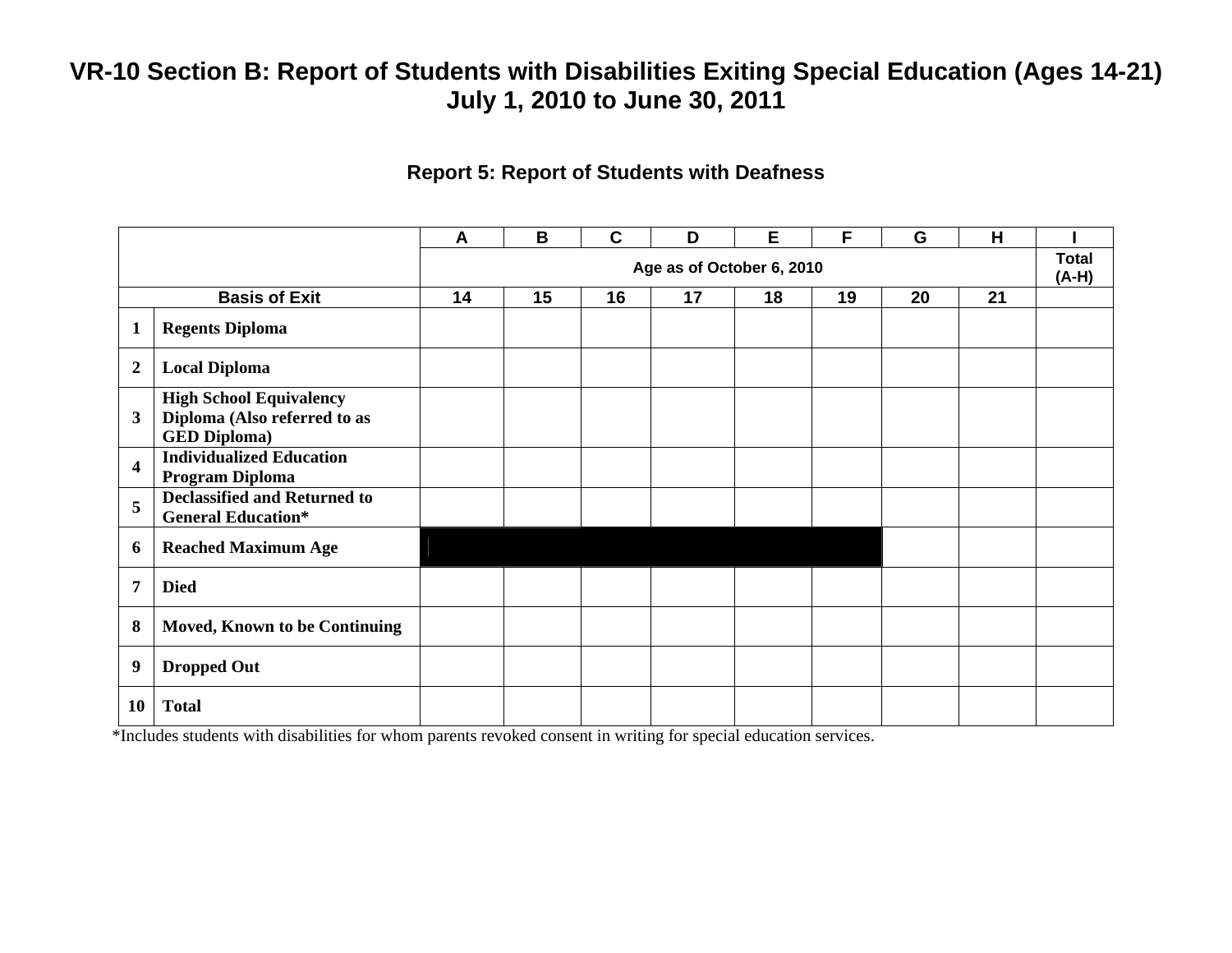# VR-10 Section B: Report of Students with Disabilities Exiting Special Education (Ages 14-21)
## July 1, 2010 to June 30, 2011

### Report 5: Report of Students with Deafness

| | | A | B | C | D | E | F | G | H | I |
|---|---|---|---|---|---|---|---|---|---|---|
| | | Age as of October 6, 2010 | | | | | | | | Total (A-H) |
| Basis of Exit | | 14 | 15 | 16 | 17 | 18 | 19 | 20 | 21 | |
| 1 | Regents Diploma | | | | | | | | | |
| 2 | Local Diploma | | | | | | | | | |
| 3 | High School Equivalency Diploma (Also referred to as GED Diploma) | | | | | | | | | |
| 4 | Individualized Education Program Diploma | | | | | | | | | |
| 5 | Declassified and Returned to General Education* | | | | | | | | | |
| 6 | Reached Maximum Age | | | | | | | | | |
| 7 | Died | | | | | | | | | |
| 8 | Moved, Known to be Continuing | | | | | | | | | |
| 9 | Dropped Out | | | | | | | | | |
| 10 | Total | | | | | | | | | |

*Includes students with disabilities for whom parents revoked consent in writing for special education services.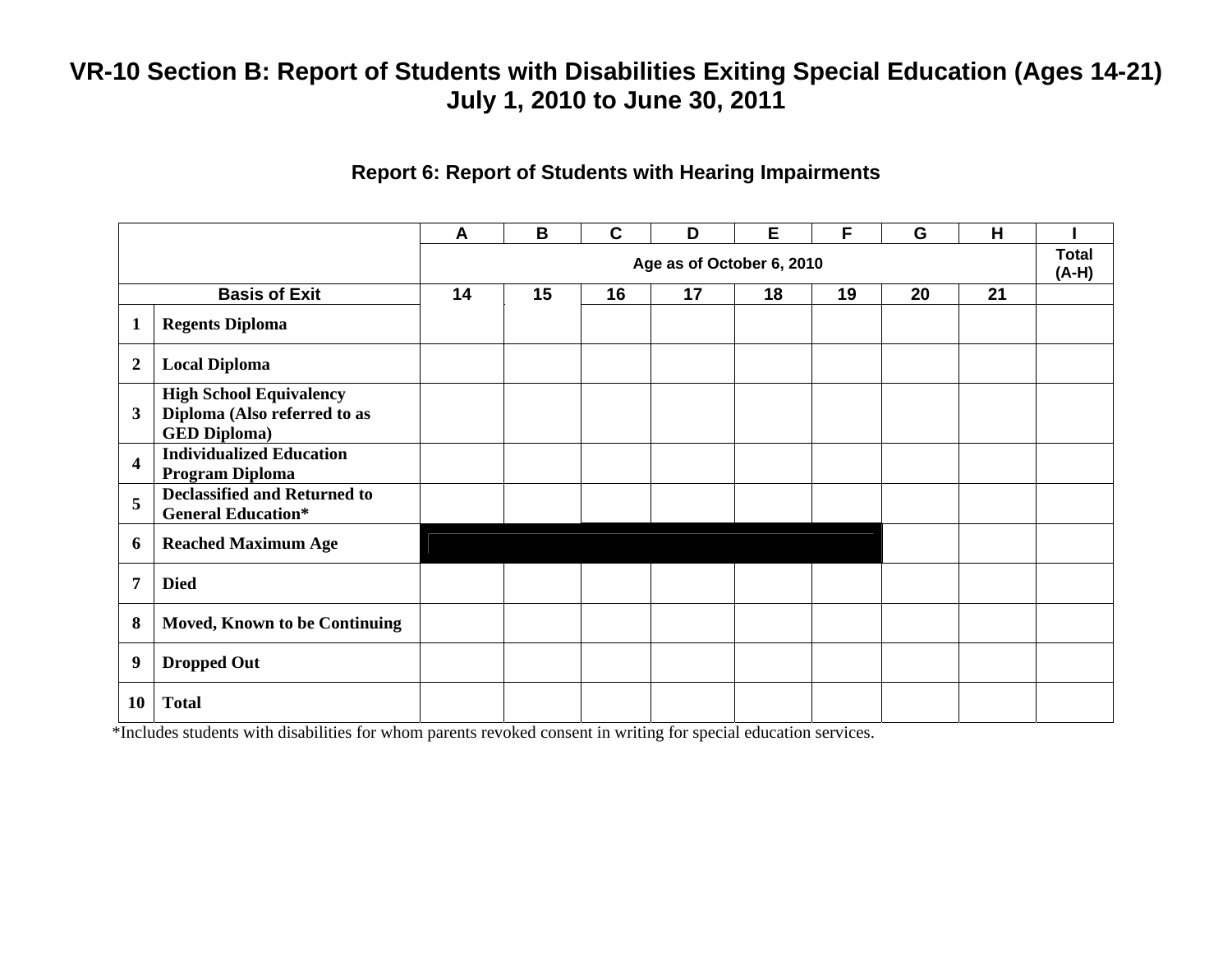# VR-10 Section B: Report of Students with Disabilities Exiting Special Education (Ages 14-21)
## July 1, 2010 to June 30, 2011

### Report 6: Report of Students with Hearing Impairments

| | | A | B | C | D | E | F | G | H | I |
|---|---|---|---|---|---|---|---|---|---|---|
| | | Age as of October 6, 2010 | | | | | | | | Total (A-H) |
| Basis of Exit | | 14 | 15 | 16 | 17 | 18 | 19 | 20 | 21 | |
| 1 | Regents Diploma | | | | | | | | | |
| 2 | Local Diploma | | | | | | | | | |
| 3 | High School Equivalency Diploma (Also referred to as GED Diploma) | | | | | | | | | |
| 4 | Individualized Education Program Diploma | | | | | | | | | |
| 5 | Declassified and Returned to General Education* | | | | | | | | | |
| 6 | Reached Maximum Age | | | | | | | | | |
| 7 | Died | | | | | | | | | |
| 8 | Moved, Known to be Continuing | | | | | | | | | |
| 9 | Dropped Out | | | | | | | | | |
| 10 | Total | | | | | | | | | |

*Includes students with disabilities for whom parents revoked consent in writing for special education services.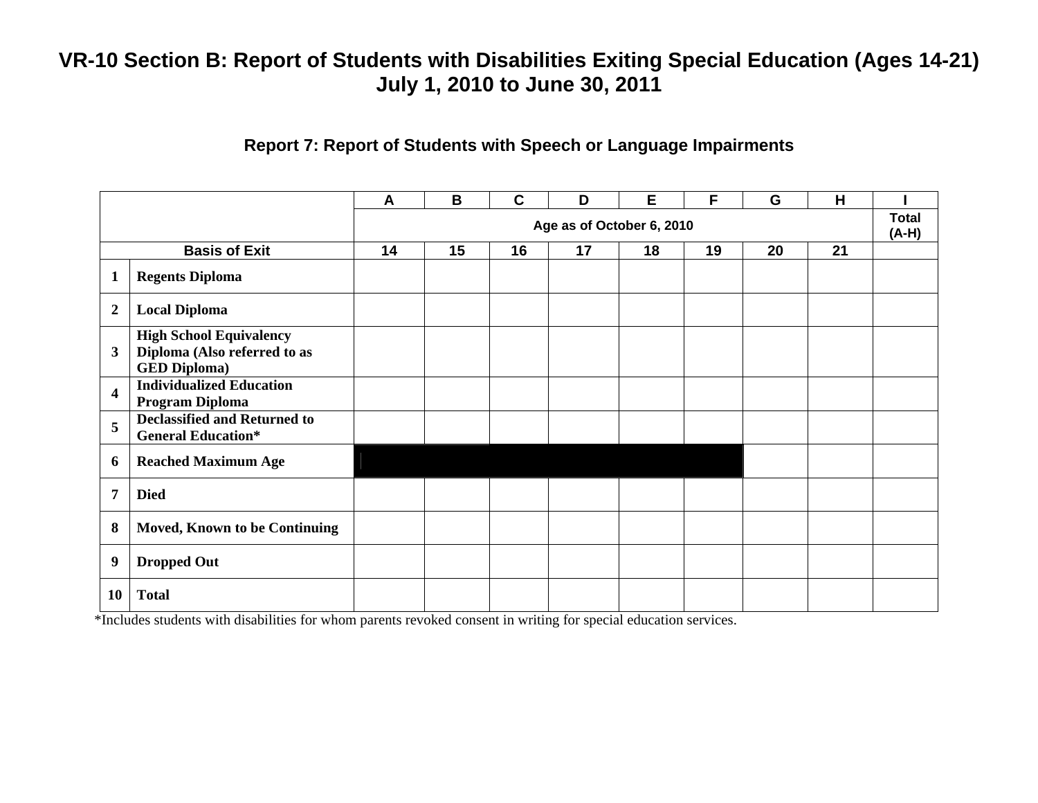# VR-10 Section B: Report of Students with Disabilities Exiting Special Education (Ages 14-21)
# July 1, 2010 to June 30, 2011

## Report 7: Report of Students with Speech or Language Impairments

| | | A | B | C | D | E | F | G | H | I |
|---|---|---|---|---|---|---|---|---|---|---|
| | | Age as of October 6, 2010 | | | | | | | | Total (A-H) |
| Basis of Exit | | 14 | 15 | 16 | 17 | 18 | 19 | 20 | 21 | |
| 1 | **Regents Diploma** | | | | | | | | | |
| 2 | **Local Diploma** | | | | | | | | | |
| 3 | **High School Equivalency Diploma (Also referred to as GED Diploma)** | | | | | | | | | |
| 4 | **Individualized Education Program Diploma** | | | | | | | | | |
| 5 | **Declassified and Returned to General Education*** | | | | | | | | | |
| 6 | **Reached Maximum Age** | | | | | | | | | |
| 7 | **Died** | | | | | | | | | |
| 8 | **Moved, Known to be Continuing** | | | | | | | | | |
| 9 | **Dropped Out** | | | | | | | | | |
| 10 | **Total** | | | | | | | | | |

*Includes students with disabilities for whom parents revoked consent in writing for special education services.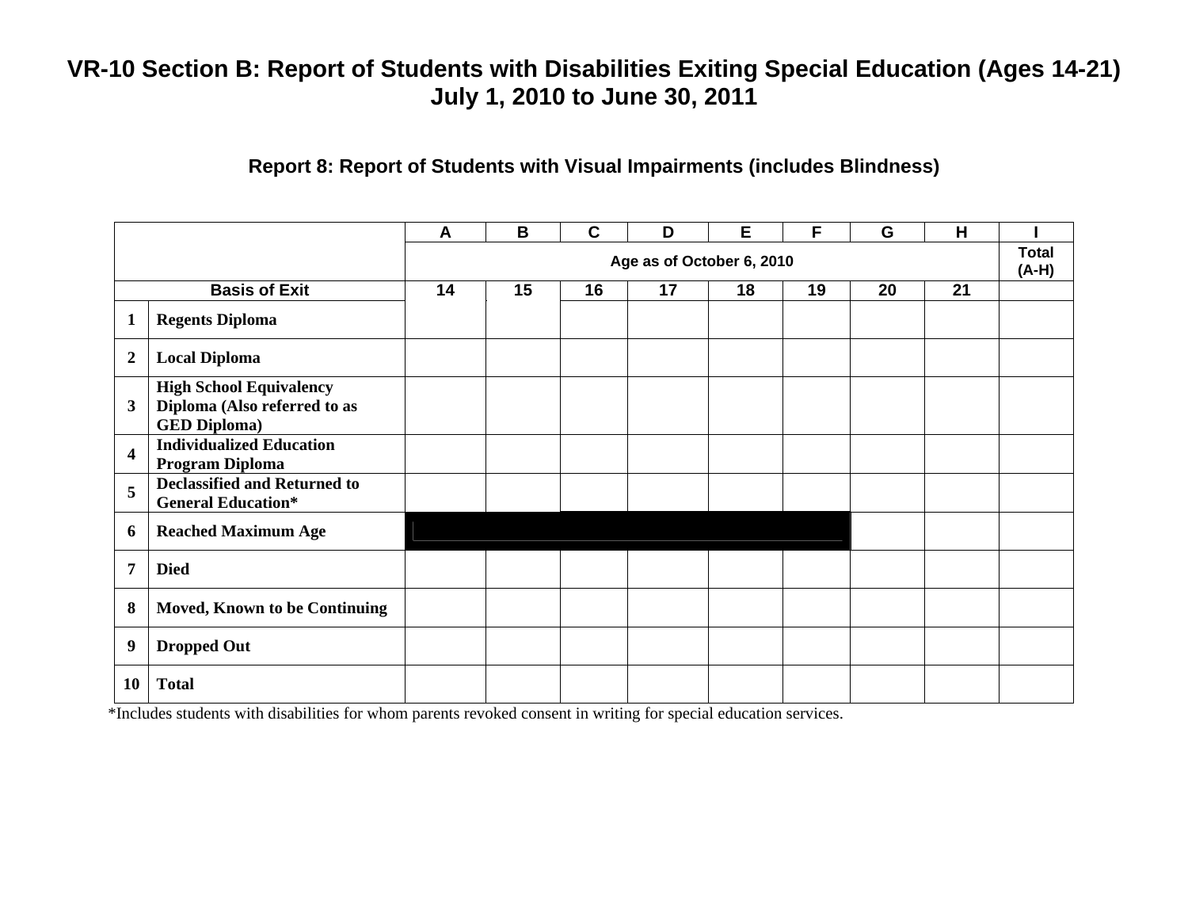# VR-10 Section B: Report of Students with Disabilities Exiting Special Education (Ages 14-21)
## July 1, 2010 to June 30, 2011

### Report 8: Report of Students with Visual Impairments (includes Blindness)

| | | A | B | C | D | E | F | G | H | I |
|---|---|---|---|---|---|---|---|---|---|---|
| | | Age as of October 6, 2010 | | | | | | | | Total (A-H) |
| **Basis of Exit** | | 14 | 15 | 16 | 17 | 18 | 19 | 20 | 21 | |
| 1 | Regents Diploma | | | | | | | | | |
| 2 | Local Diploma | | | | | | | | | |
| 3 | High School Equivalency Diploma (Also referred to as GED Diploma) | | | | | | | | | |
| 4 | Individualized Education Program Diploma | | | | | | | | | |
| 5 | Declassified and Returned to General Education* | | | | | | | | | |
| 6 | Reached Maximum Age | | | | | | | | | |
| 7 | Died | | | | | | | | | |
| 8 | Moved, Known to be Continuing | | | | | | | | | |
| 9 | Dropped Out | | | | | | | | | |
| 10 | Total | | | | | | | | | |

*Includes students with disabilities for whom parents revoked consent in writing for special education services.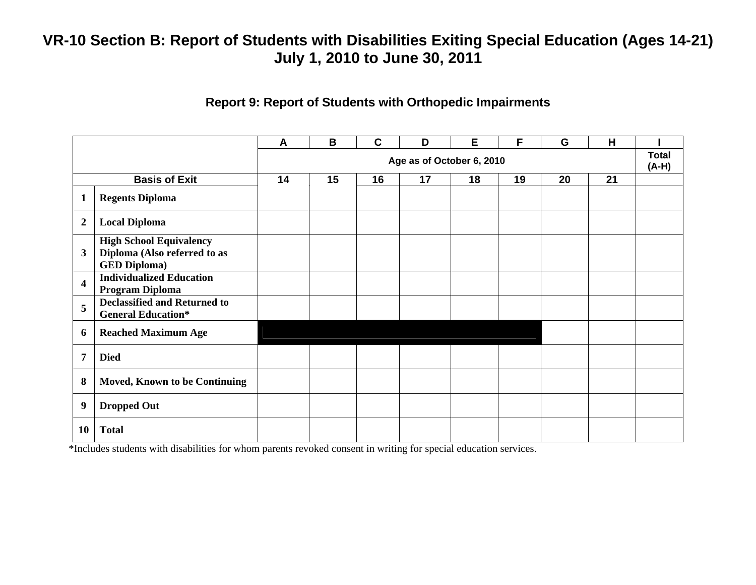# VR-10 Section B: Report of Students with Disabilities Exiting Special Education (Ages 14-21)
## July 1, 2010 to June 30, 2011

### Report 9: Report of Students with Orthopedic Impairments

| | | A | B | C | D | E | F | G | H | I |
|---|---|---|---|---|---|---|---|---|---|---|
| | | Age as of October 6, 2010 | | | | | | | | Total (A-H) |
| Basis of Exit | | 14 | 15 | 16 | 17 | 18 | 19 | 20 | 21 | |
| 1 | Regents Diploma | | | | | | | | | |
| 2 | Local Diploma | | | | | | | | | |
| 3 | High School Equivalency Diploma (Also referred to as GED Diploma) | | | | | | | | | |
| 4 | Individualized Education Program Diploma | | | | | | | | | |
| 5 | Declassified and Returned to General Education* | | | | | | | | | |
| 6 | Reached Maximum Age | | | | | | | | | |
| 7 | Died | | | | | | | | | |
| 8 | Moved, Known to be Continuing | | | | | | | | | |
| 9 | Dropped Out | | | | | | | | | |
| 10 | Total | | | | | | | | | |

*Includes students with disabilities for whom parents revoked consent in writing for special education services.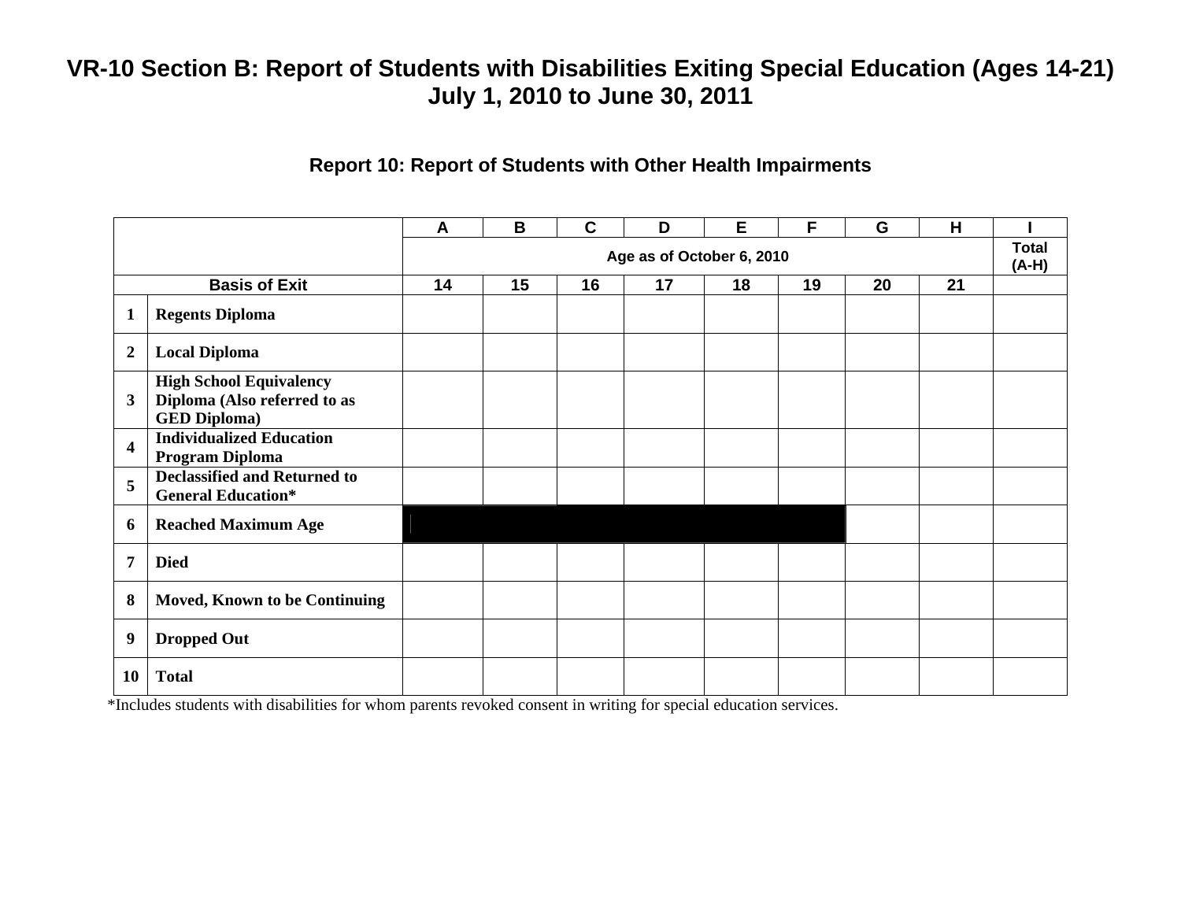# VR-10 Section B: Report of Students with Disabilities Exiting Special Education (Ages 14-21)
## July 1, 2010 to June 30, 2011

### Report 10: Report of Students with Other Health Impairments

| | | A | B | C | D | E | F | G | H | I |
|---|---|---|---|---|---|---|---|---|---|---|
| | | Age as of October 6, 2010 | | | | | | | | Total (A-H) |
| Basis of Exit | | 14 | 15 | 16 | 17 | 18 | 19 | 20 | 21 | |
| 1 | Regents Diploma | | | | | | | | | |
| 2 | Local Diploma | | | | | | | | | |
| 3 | High School Equivalency Diploma (Also referred to as GED Diploma) | | | | | | | | | |
| 4 | Individualized Education Program Diploma | | | | | | | | | |
| 5 | Declassified and Returned to General Education* | | | | | | | | | |
| 6 | Reached Maximum Age | | | | | | | | | |
| 7 | Died | | | | | | | | | |
| 8 | Moved, Known to be Continuing | | | | | | | | | |
| 9 | Dropped Out | | | | | | | | | |
| 10 | Total | | | | | | | | | |

*Includes students with disabilities for whom parents revoked consent in writing for special education services.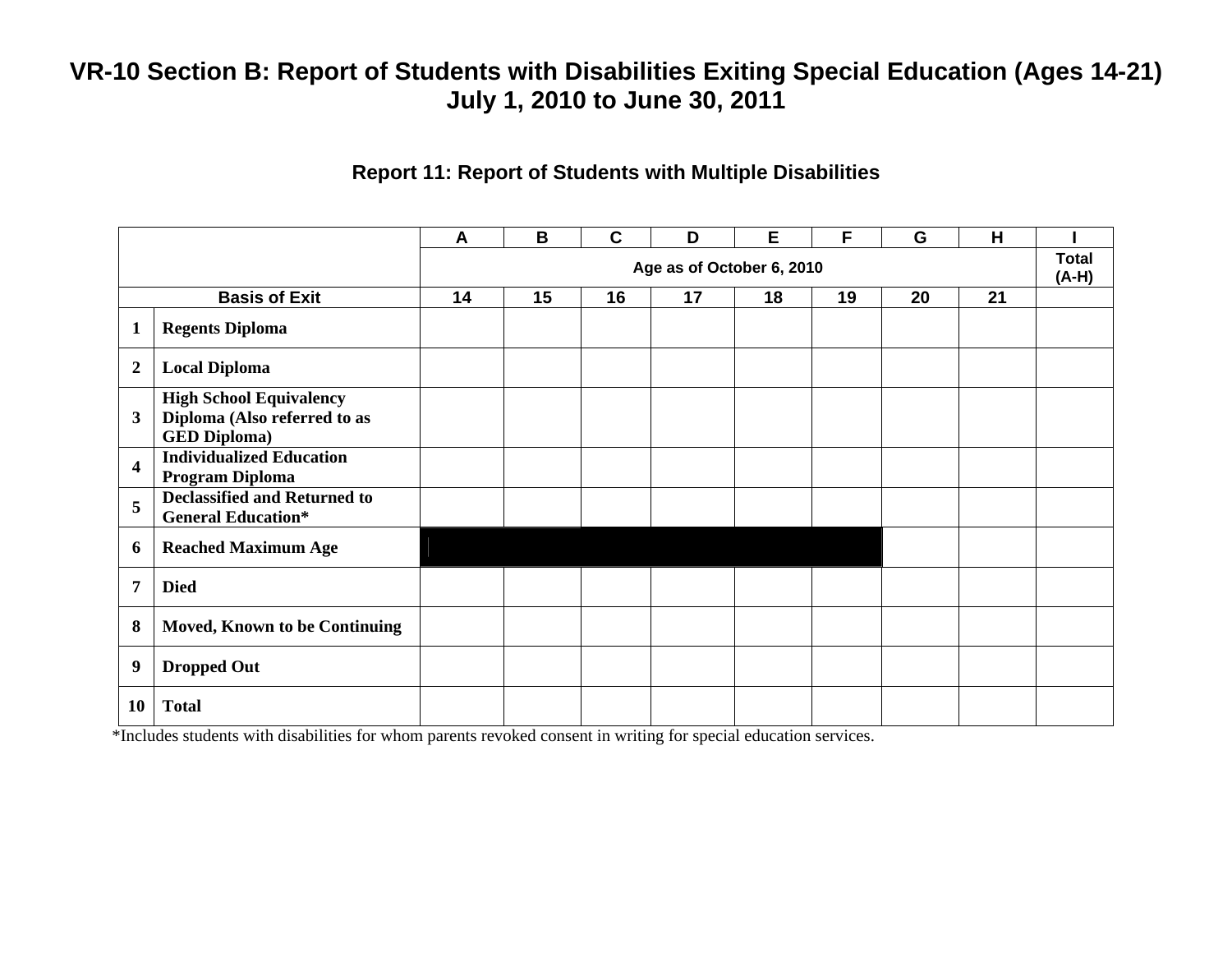# VR-10 Section B: Report of Students with Disabilities Exiting Special Education (Ages 14-21) July 1, 2010 to June 30, 2011

## Report 11: Report of Students with Multiple Disabilities

| | | A | B | C | D | E | F | G | H | I |
|---|---|---|---|---|---|---|---|---|---|---|
| | | Age as of October 6, 2010 | | | | | | | | Total (A-H) |
| Basis of Exit | | 14 | 15 | 16 | 17 | 18 | 19 | 20 | 21 | |
| 1 | **Regents Diploma** | | | | | | | | | |
| 2 | **Local Diploma** | | | | | | | | | |
| 3 | **High School Equivalency Diploma (Also referred to as GED Diploma)** | | | | | | | | | |
| 4 | **Individualized Education Program Diploma** | | | | | | | | | |
| 5 | **Declassified and Returned to General Education*** | | | | | | | | | |
| 6 | **Reached Maximum Age** | | | | | | | | | |
| 7 | **Died** | | | | | | | | | |
| 8 | **Moved, Known to be Continuing** | | | | | | | | | |
| 9 | **Dropped Out** | | | | | | | | | |
| 10 | **Total** | | | | | | | | | |

*Includes students with disabilities for whom parents revoked consent in writing for special education services.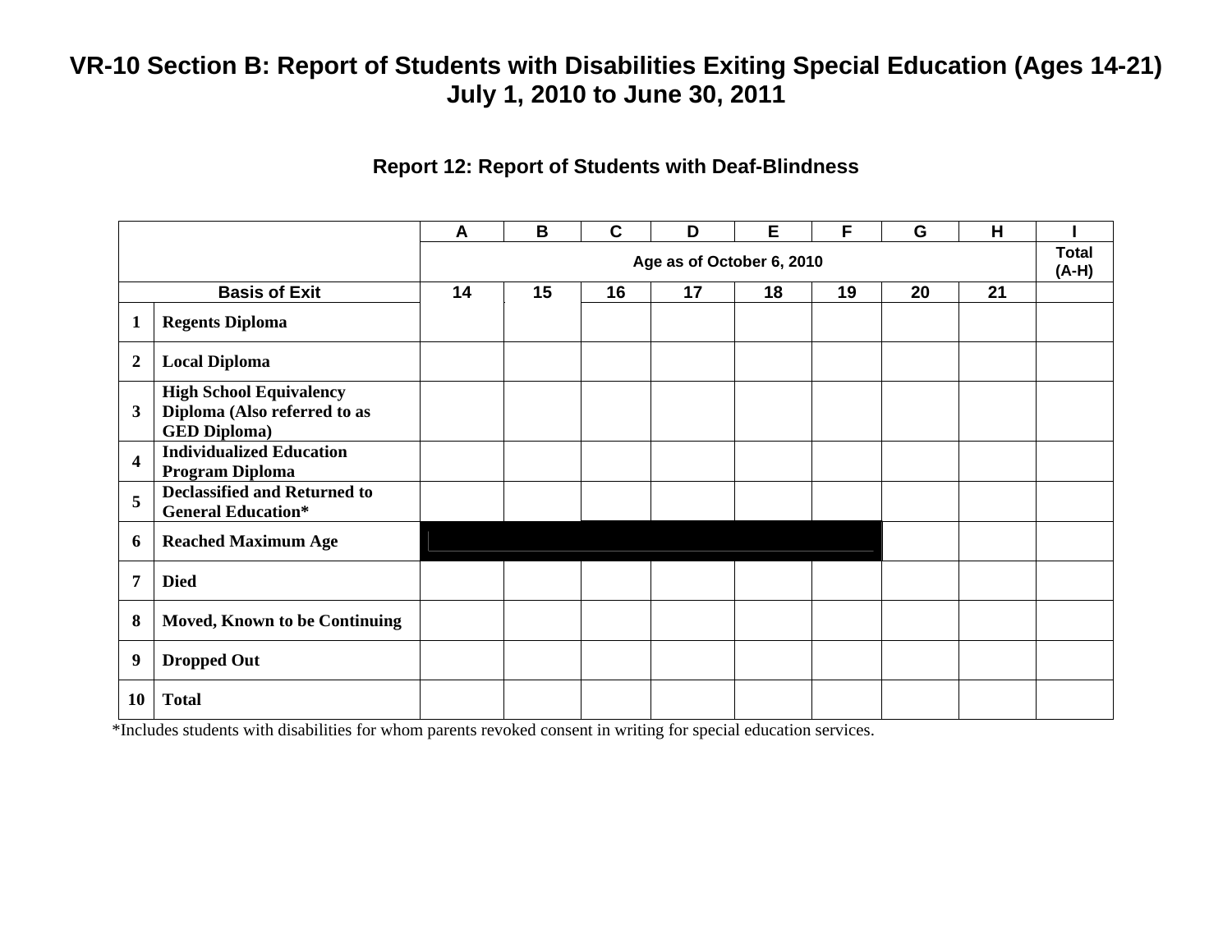# VR-10 Section B: Report of Students with Disabilities Exiting Special Education (Ages 14-21) July 1, 2010 to June 30, 2011

## Report 12: Report of Students with Deaf-Blindness

| | | A | B | C | D | E | F | G | H | I |
|---|---|---|---|---|---|---|---|---|---|---|
| | | Age as of October 6, 2010 | | | | | | | | Total (A-H) |
| Basis of Exit | | 14 | 15 | 16 | 17 | 18 | 19 | 20 | 21 | |
| 1 | Regents Diploma | | | | | | | | | |
| 2 | Local Diploma | | | | | | | | | |
| 3 | High School Equivalency Diploma (Also referred to as GED Diploma) | | | | | | | | | |
| 4 | Individualized Education Program Diploma | | | | | | | | | |
| 5 | Declassified and Returned to General Education* | | | | | | | | | |
| 6 | Reached Maximum Age | | | | | | | | | |
| 7 | Died | | | | | | | | | |
| 8 | Moved, Known to be Continuing | | | | | | | | | |
| 9 | Dropped Out | | | | | | | | | |
| 10 | Total | | | | | | | | | |

*Includes students with disabilities for whom parents revoked consent in writing for special education services.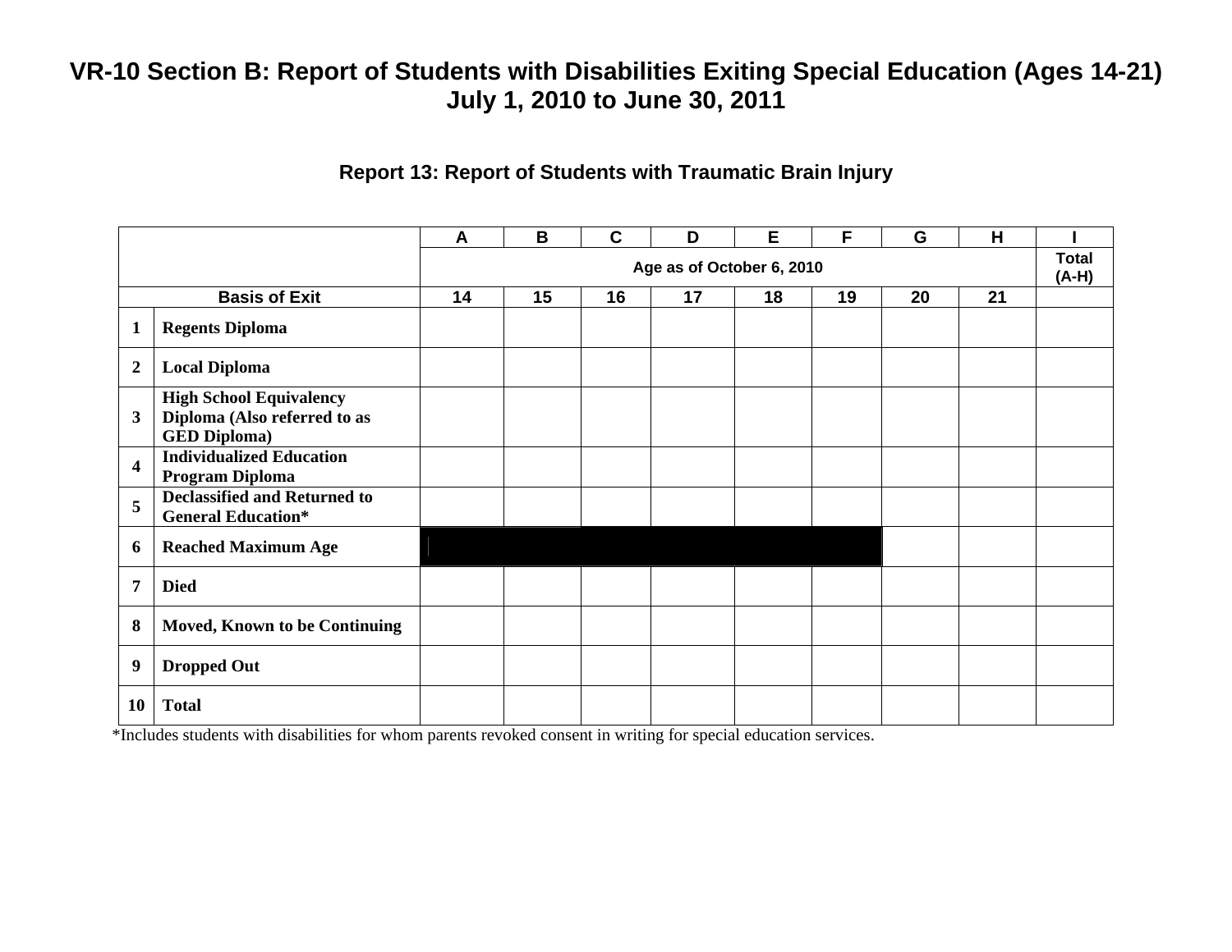# VR-10 Section B: Report of Students with Disabilities Exiting Special Education (Ages 14-21)
# July 1, 2010 to June 30, 2011

## Report 13: Report of Students with Traumatic Brain Injury

| | | A | B | C | D | E | F | G | H | I |
|---|---|---|---|---|---|---|---|---|---|---|
| | | Age as of October 6, 2010 | | | | | | | | Total (A-H) |
| Basis of Exit | | 14 | 15 | 16 | 17 | 18 | 19 | 20 | 21 | |
| 1 | **Regents Diploma** | | | | | | | | | |
| 2 | **Local Diploma** | | | | | | | | | |
| 3 | **High School Equivalency Diploma (Also referred to as GED Diploma)** | | | | | | | | | |
| 4 | **Individualized Education Program Diploma** | | | | | | | | | |
| 5 | **Declassified and Returned to General Education*** | | | | | | | | | |
| 6 | **Reached Maximum Age** | | | | | | | | | |
| 7 | **Died** | | | | | | | | | |
| 8 | **Moved, Known to be Continuing** | | | | | | | | | |
| 9 | **Dropped Out** | | | | | | | | | |
| 10 | **Total** | | | | | | | | | |

*Includes students with disabilities for whom parents revoked consent in writing for special education services.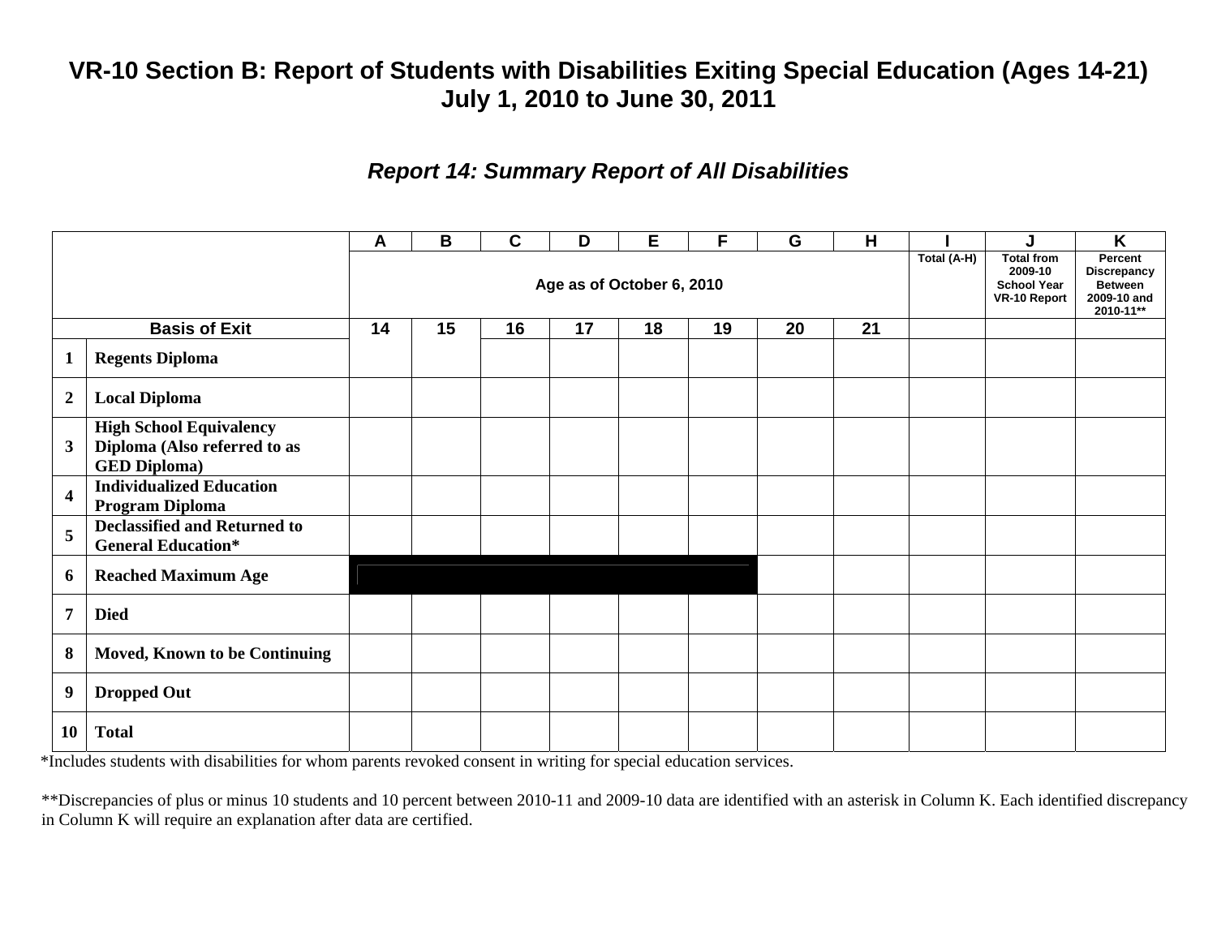# VR-10 Section B: Report of Students with Disabilities Exiting Special Education (Ages 14-21) July 1, 2010 to June 30, 2011

## *Report 14: Summary Report of All Disabilities*

| | | A | B | C | D | E | F | G | H | I | J | K |
|---|---|---|---|---|---|---|---|---|---|---|---|---|
| | | Age as of October 6, 2010 | | | | | | | | Total (A-H) | Total from 2009-10 School Year VR-10 Report | Percent Discrepancy Between 2009-10 and 2010-11** |
| **Basis of Exit** | | 14 | 15 | 16 | 17 | 18 | 19 | 20 | 21 | | | |
| **1** | **Regents Diploma** | | | | | | | | | | | |
| **2** | **Local Diploma** | | | | | | | | | | | |
| **3** | **High School Equivalency Diploma (Also referred to as GED Diploma)** | | | | | | | | | | | |
| **4** | **Individualized Education Program Diploma** | | | | | | | | | | | |
| **5** | **Declassified and Returned to General Education*** | | | | | | | | | | | |
| **6** | **Reached Maximum Age** | | | | | | | | | | | |
| **7** | **Died** | | | | | | | | | | | |
| **8** | **Moved, Known to be Continuing** | | | | | | | | | | | |
| **9** | **Dropped Out** | | | | | | | | | | | |
| **10** | **Total** | | | | | | | | | | | |

*Includes students with disabilities for whom parents revoked consent in writing for special education services.

**Discrepancies of plus or minus 10 students and 10 percent between 2010-11 and 2009-10 data are identified with an asterisk in Column K. Each identified discrepancy in Column K will require an explanation after data are certified.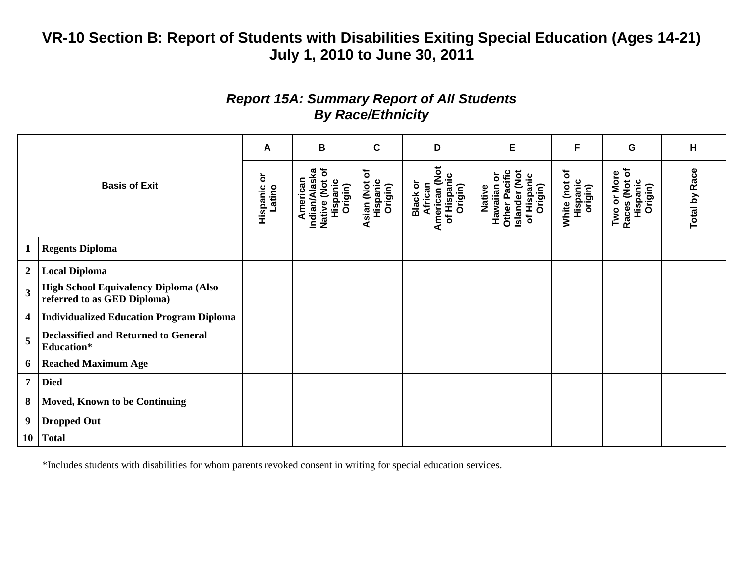# VR-10 Section B: Report of Students with Disabilities Exiting Special Education (Ages 14-21)
## July 1, 2010 to June 30, 2011

### *Report 15A: Summary Report of All Students By Race/Ethnicity*

| Basis of Exit | | A | B | C | D | E | F | G | H |
|---|---|---|---|---|---|---|---|---|---|
| | | Hispanic or Latino | American Indian/Alaska Native (Not of Hispanic Origin) | Asian (Not of Hispanic Origin) | Black or African American (Not of Hispanic Origin) | Native Hawaiian or Other Pacific Islander (Not of Hispanic Origin) | White (not of Hispanic origin) | Two or More Races (Not of Hispanic Origin) | Total by Race |
| 1 | **Regents Diploma** | | | | | | | | |
| 2 | **Local Diploma** | | | | | | | | |
| 3 | **High School Equivalency Diploma (Also referred to as GED Diploma)** | | | | | | | | |
| 4 | **Individualized Education Program Diploma** | | | | | | | | |
| 5 | **Declassified and Returned to General Education*** | | | | | | | | |
| 6 | **Reached Maximum Age** | | | | | | | | |
| 7 | **Died** | | | | | | | | |
| 8 | **Moved, Known to be Continuing** | | | | | | | | |
| 9 | **Dropped Out** | | | | | | | | |
| 10 | **Total** | | | | | | | | |

*Includes students with disabilities for whom parents revoked consent in writing for special education services.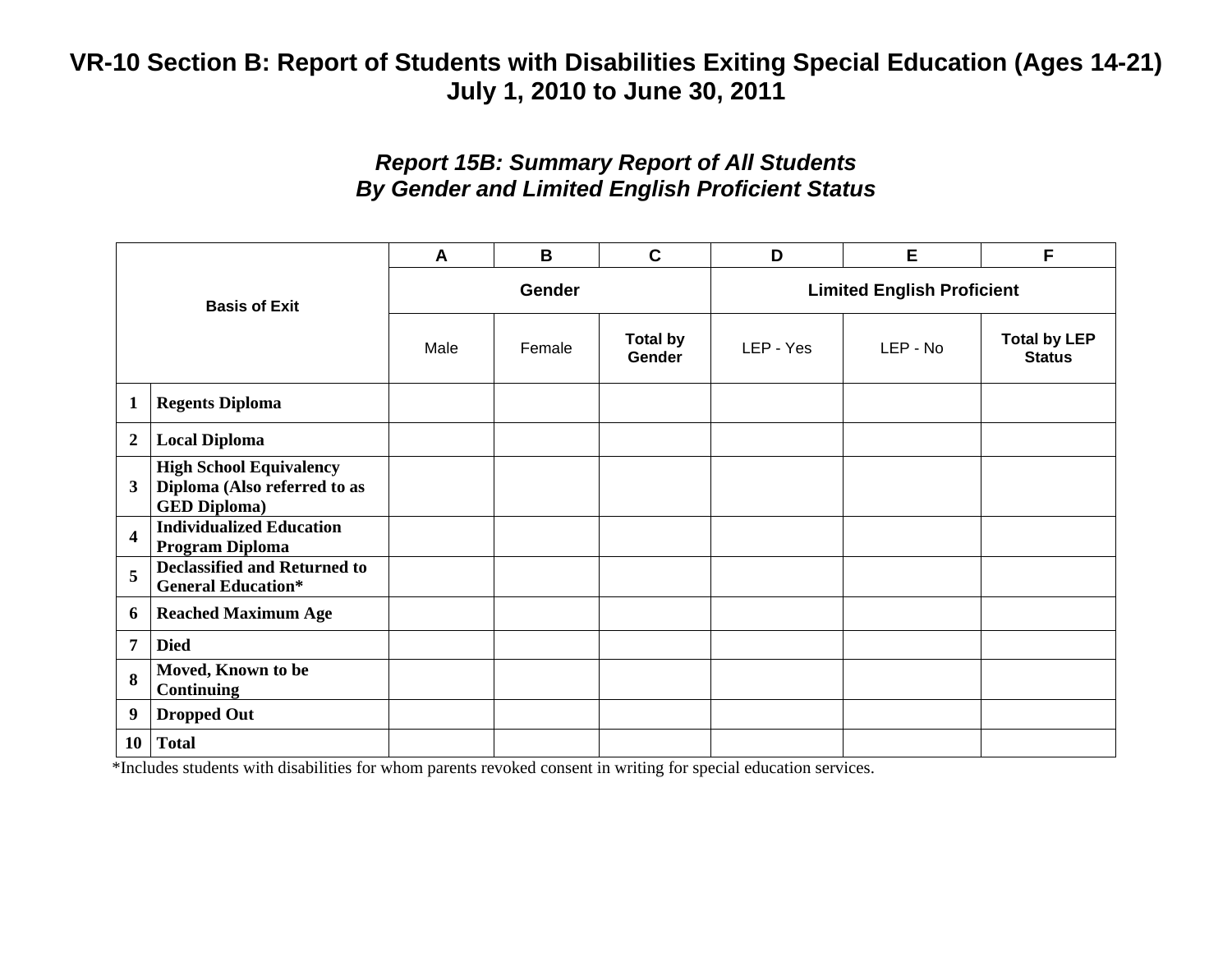# VR-10 Section B: Report of Students with Disabilities Exiting Special Education (Ages 14-21)
# July 1, 2010 to June 30, 2011

## *Report 15B: Summary Report of All Students By Gender and Limited English Proficient Status*

| | | A | B | C | D | E | F |
|---|---|---|---|---|---|---|---|
| **Basis of Exit** | | **Gender** | | | **Limited English Proficient** | | |
| | | Male | Female | **Total by Gender** | LEP - Yes | LEP - No | **Total by LEP Status** |
| **1** | **Regents Diploma** | | | | | | |
| **2** | **Local Diploma** | | | | | | |
| **3** | **High School Equivalency Diploma (Also referred to as GED Diploma)** | | | | | | |
| **4** | **Individualized Education Program Diploma** | | | | | | |
| **5** | **Declassified and Returned to General Education*** | | | | | | |
| **6** | **Reached Maximum Age** | | | | | | |
| **7** | **Died** | | | | | | |
| **8** | **Moved, Known to be Continuing** | | | | | | |
| **9** | **Dropped Out** | | | | | | |
| **10** | **Total** | | | | | | |

*Includes students with disabilities for whom parents revoked consent in writing for special education services.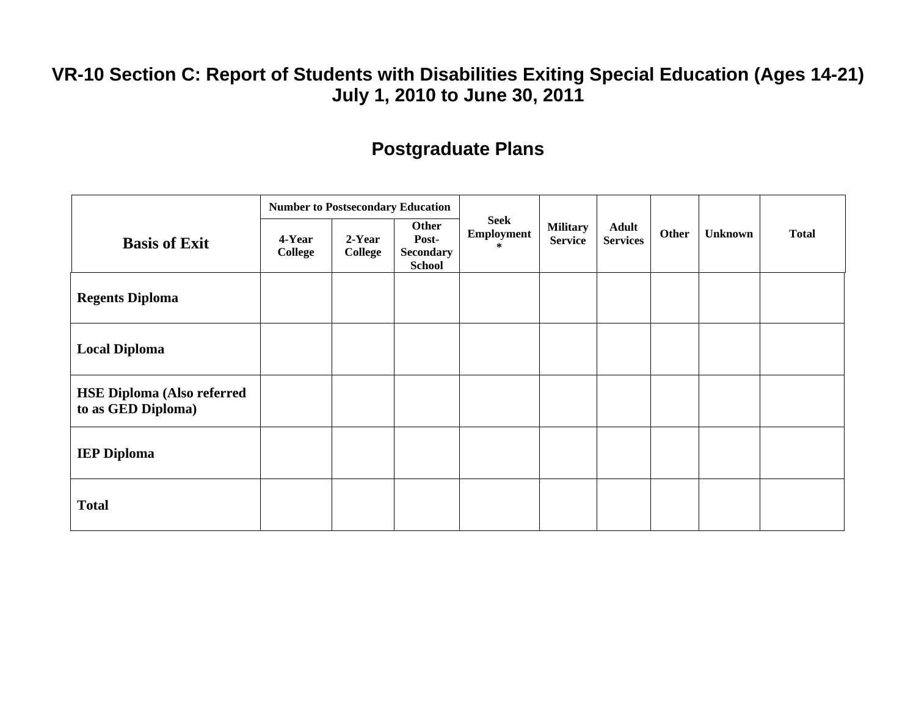## VR-10 Section C: Report of Students with Disabilities Exiting Special Education (Ages 14-21) July 1, 2010 to June 30, 2011

### Postgraduate Plans

| Basis of Exit | Number to Postsecondary Education | | | Seek Employment * | Military Service | Adult Services | Other | Unknown | Total |
|---|---|---|---|---|---|---|---|---|---|
| | 4-Year College | 2-Year College | Other Post-Secondary School | | | | | | |
| **Regents Diploma** | | | | | | | | | |
| **Local Diploma** | | | | | | | | | |
| **HSE Diploma (Also referred to as GED Diploma)** | | | | | | | | | |
| **IEP Diploma** | | | | | | | | | |
| **Total** | | | | | | | | | |